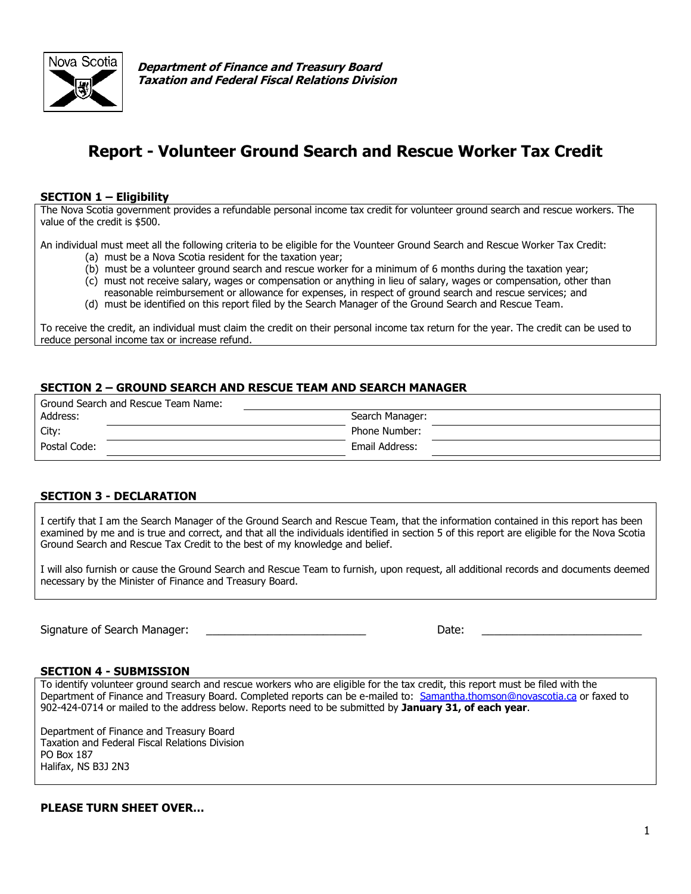**_Department of Finance and Treasury Board_**
**_Taxation and Federal Fiscal Relations Division_**

# Report - Volunteer Ground Search and Rescue Worker Tax Credit

## SECTION 1 – Eligibility

The Nova Scotia government provides a refundable personal income tax credit for volunteer ground search and rescue workers. The value of the credit is $500.

An individual must meet all the following criteria to be eligible for the Vounteer Ground Search and Rescue Worker Tax Credit:

(a) must be a Nova Scotia resident for the taxation year;
(b) must be a volunteer ground search and rescue worker for a minimum of 6 months during the taxation year;
(c) must not receive salary, wages or compensation or anything in lieu of salary, wages or compensation, other than reasonable reimbursement or allowance for expenses, in respect of ground search and rescue services; and
(d) must be identified on this report filed by the Search Manager of the Ground Search and Rescue Team.

To receive the credit, an individual must claim the credit on their personal income tax return for the year. The credit can be used to reduce personal income tax or increase refund.

## SECTION 2 – GROUND SEARCH AND RESCUE TEAM AND SEARCH MANAGER

| | | | |
|---|---|---|---|
| Ground Search and Rescue Team Name: | | | |
| Address: | | Search Manager: | |
| City: | | Phone Number: | |
| Postal Code: | | Email Address: | |

## SECTION 3 - DECLARATION

I certify that I am the Search Manager of the Ground Search and Rescue Team, that the information contained in this report has been examined by me and is true and correct, and that all the individuals identified in section 5 of this report are eligible for the Nova Scotia Ground Search and Rescue Tax Credit to the best of my knowledge and belief.

I will also furnish or cause the Ground Search and Rescue Team to furnish, upon request, all additional records and documents deemed necessary by the Minister of Finance and Treasury Board.

Signature of Search Manager: ___________________________ Date: ___________________________

## SECTION 4 - SUBMISSION

To identify volunteer ground search and rescue workers who are eligible for the tax credit, this report must be filed with the Department of Finance and Treasury Board. Completed reports can be e-mailed to: Samantha.thomson@novascotia.ca or faxed to 902-424-0714 or mailed to the address below. Reports need to be submitted by **January 31, of each year**.

Department of Finance and Treasury Board
Taxation and Federal Fiscal Relations Division
PO Box 187
Halifax, NS B3J 2N3

**PLEASE TURN SHEET OVER…**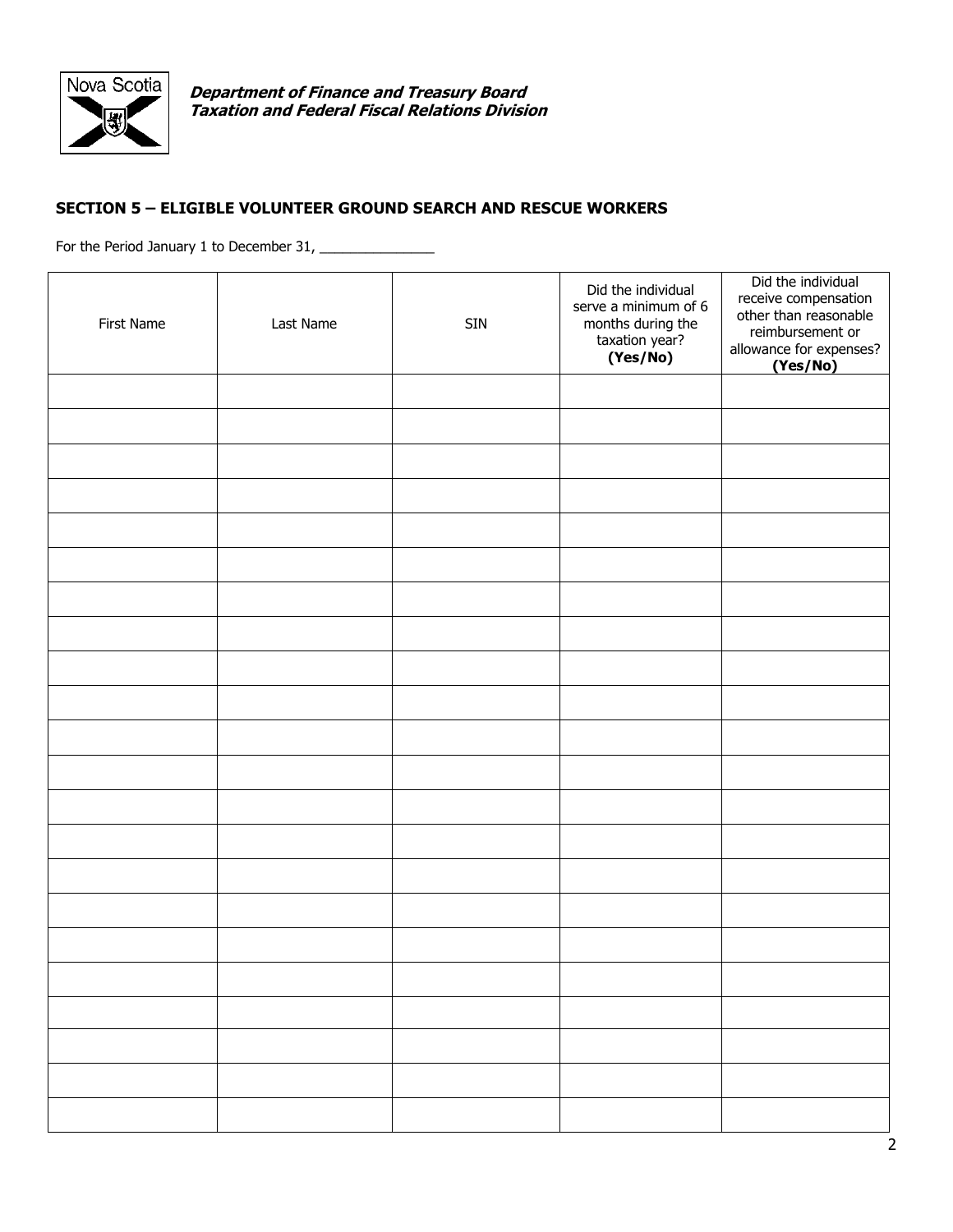**Department of Finance and Treasury Board**
**Taxation and Federal Fiscal Relations Division**

## SECTION 5 – ELIGIBLE VOLUNTEER GROUND SEARCH AND RESCUE WORKERS

For the Period January 1 to December 31, _______________

| First Name | Last Name | SIN | Did the individual serve a minimum of 6 months during the taxation year? **(Yes/No)** | Did the individual receive compensation other than reasonable reimbursement or allowance for expenses? **(Yes/No)** |
|---|---|---|---|---|
| | | | | |
| | | | | |
| | | | | |
| | | | | |
| | | | | |
| | | | | |
| | | | | |
| | | | | |
| | | | | |
| | | | | |
| | | | | |
| | | | | |
| | | | | |
| | | | | |
| | | | | |
| | | | | |
| | | | | |
| | | | | |
| | | | | |
| | | | | |
| | | | | |
| | | | | |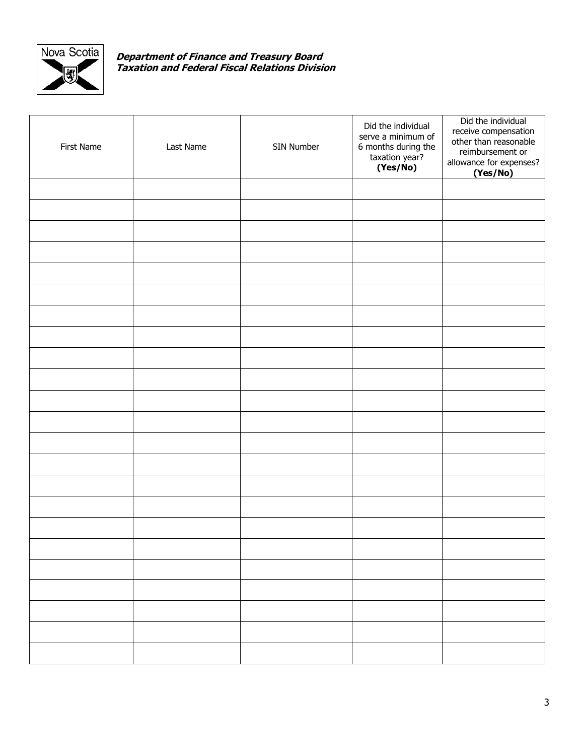**Department of Finance and Treasury Board**
**Taxation and Federal Fiscal Relations Division**

| First Name | Last Name | SIN Number | Did the individual serve a minimum of 6 months during the taxation year? **(Yes/No)** | Did the individual receive compensation other than reasonable reimbursement or allowance for expenses? **(Yes/No)** |
|---|---|---|---|---|
| | | | | |
| | | | | |
| | | | | |
| | | | | |
| | | | | |
| | | | | |
| | | | | |
| | | | | |
| | | | | |
| | | | | |
| | | | | |
| | | | | |
| | | | | |
| | | | | |
| | | | | |
| | | | | |
| | | | | |
| | | | | |
| | | | | |
| | | | | |
| | | | | |
| | | | | |
| | | | | |